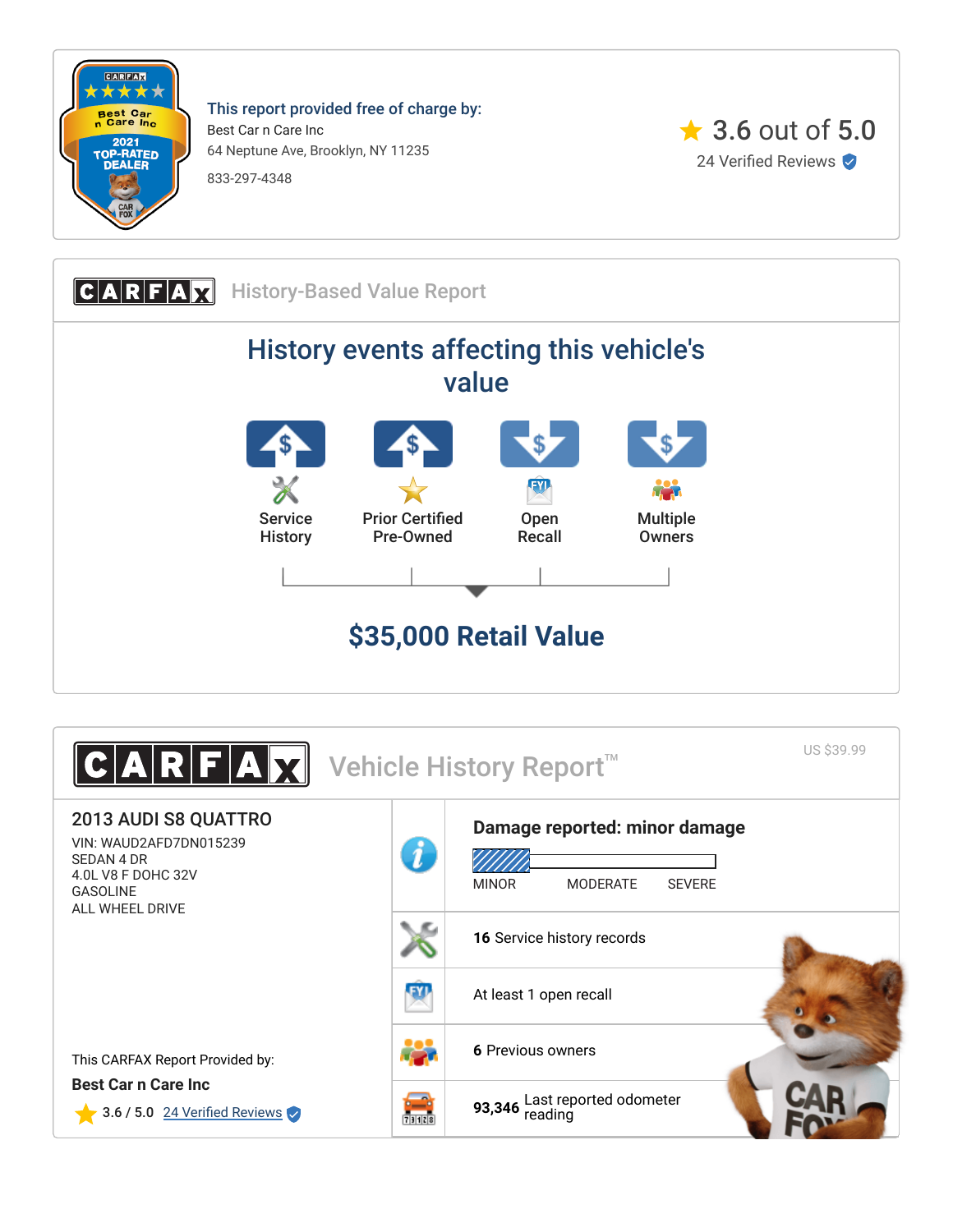This report provided free of charge by:

Best Car n Care Inc
64 Neptune Ave, Brooklyn, NY 11235
833-297-4348

3.6 out of 5.0
24 Verified Reviews

## CARFAX History-Based Value Report

### History events affecting this vehicle's value

- Service History
- Prior Certified Pre-Owned
- Open Recall
- Multiple Owners

**$35,000 Retail Value**

## CARFAX Vehicle History Report™

US $39.99

### 2013 AUDI S8 QUATTRO

VIN: WAUD2AFD7DN015239
SEDAN 4 DR
4.0L V8 F DOHC 32V
GASOLINE
ALL WHEEL DRIVE

This CARFAX Report Provided by:

**Best Car n Care Inc**

3.6 / 5.0 24 Verified Reviews

**Damage reported: minor damage**

MINOR MODERATE SEVERE

**16** Service history records

At least 1 open recall

**6** Previous owners

**93,346** Last reported odometer reading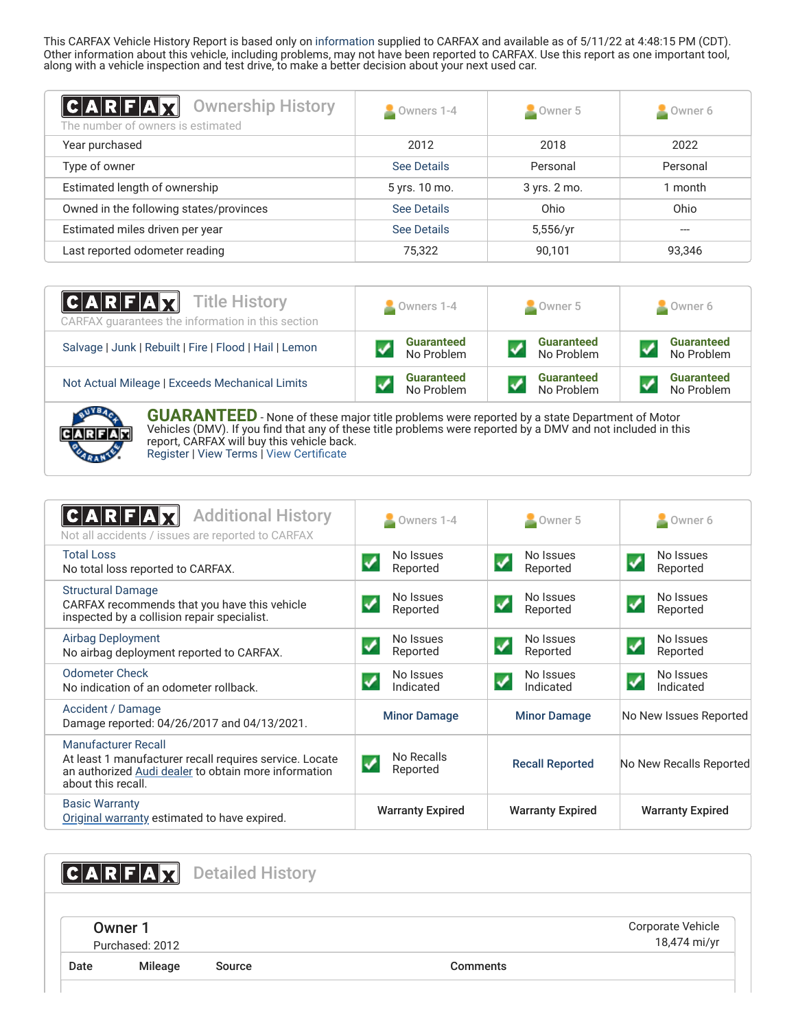This CARFAX Vehicle History Report is based only on information supplied to CARFAX and available as of 5/11/22 at 4:48:15 PM (CDT). Other information about this vehicle, including problems, may not have been reported to CARFAX. Use this report as one important tool, along with a vehicle inspection and test drive, to make a better decision about your next used car.

## CARFAX Ownership History

The number of owners is estimated

| | Owners 1-4 | Owner 5 | Owner 6 |
|---|---|---|---|
| Year purchased | 2012 | 2018 | 2022 |
| Type of owner | See Details | Personal | Personal |
| Estimated length of ownership | 5 yrs. 10 mo. | 3 yrs. 2 mo. | 1 month |
| Owned in the following states/provinces | See Details | Ohio | Ohio |
| Estimated miles driven per year | See Details | 5,556/yr | --- |
| Last reported odometer reading | 75,322 | 90,101 | 93,346 |

## CARFAX Title History

CARFAX guarantees the information in this section

| | Owners 1-4 | Owner 5 | Owner 6 |
|---|---|---|---|
| Salvage \| Junk \| Rebuilt \| Fire \| Flood \| Hail \| Lemon | Guaranteed No Problem | Guaranteed No Problem | Guaranteed No Problem |
| Not Actual Mileage \| Exceeds Mechanical Limits | Guaranteed No Problem | Guaranteed No Problem | Guaranteed No Problem |

**GUARANTEED** - None of these major title problems were reported by a state Department of Motor Vehicles (DMV). If you find that any of these title problems were reported by a DMV and not included in this report, CARFAX will buy this vehicle back.
Register | View Terms | View Certificate

## CARFAX Additional History

Not all accidents / issues are reported to CARFAX

| | Owners 1-4 | Owner 5 | Owner 6 |
|---|---|---|---|
| **Total Loss** No total loss reported to CARFAX. | No Issues Reported | No Issues Reported | No Issues Reported |
| **Structural Damage** CARFAX recommends that you have this vehicle inspected by a collision repair specialist. | No Issues Reported | No Issues Reported | No Issues Reported |
| **Airbag Deployment** No airbag deployment reported to CARFAX. | No Issues Reported | No Issues Reported | No Issues Reported |
| **Odometer Check** No indication of an odometer rollback. | No Issues Indicated | No Issues Indicated | No Issues Indicated |
| **Accident / Damage** Damage reported: 04/26/2017 and 04/13/2021. | Minor Damage | Minor Damage | No New Issues Reported |
| **Manufacturer Recall** At least 1 manufacturer recall requires service. Locate an authorized Audi dealer to obtain more information about this recall. | No Recalls Reported | Recall Reported | No New Recalls Reported |
| **Basic Warranty** Original warranty estimated to have expired. | Warranty Expired | Warranty Expired | Warranty Expired |

## CARFAX Detailed History

### Owner 1

Purchased: 2012

Corporate Vehicle
18,474 mi/yr

| Date | Mileage | Source | Comments |
|---|---|---|---|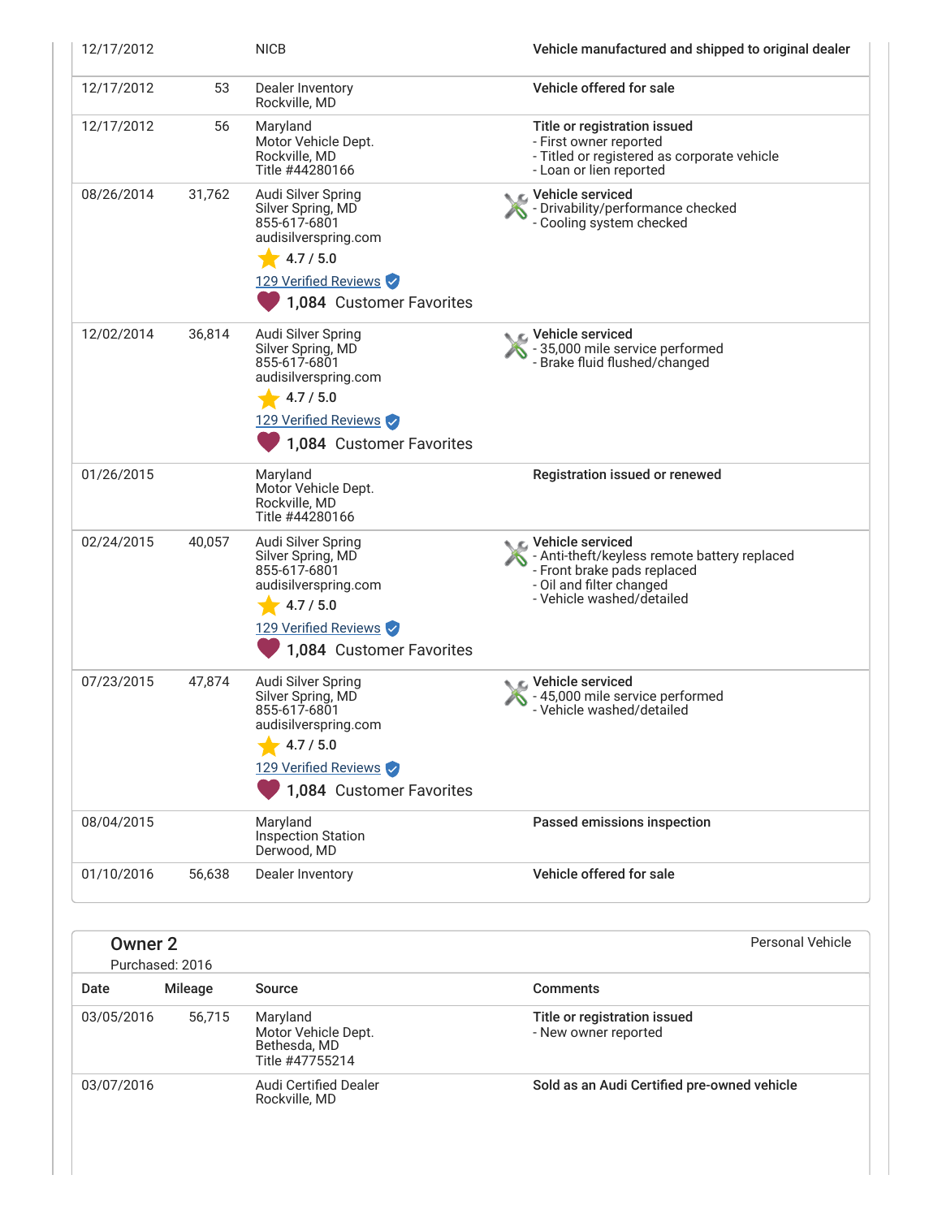| Date | Mileage | Source | Comments |
|---|---|---|---|
| 12/17/2012 | | NICB | **Vehicle manufactured and shipped to original dealer** |
| 12/17/2012 | 53 | Dealer Inventory<br>Rockville, MD | **Vehicle offered for sale** |
| 12/17/2012 | 56 | Maryland<br>Motor Vehicle Dept.<br>Rockville, MD<br>Title #44280166 | **Title or registration issued**<br>- First owner reported<br>- Titled or registered as corporate vehicle<br>- Loan or lien reported |
| 08/26/2014 | 31,762 | Audi Silver Spring<br>Silver Spring, MD<br>855-617-6801<br>audisilverspring.com<br>4.7 / 5.0<br>129 Verified Reviews<br>1,084 Customer Favorites | **Vehicle serviced**<br>- Drivability/performance checked<br>- Cooling system checked |
| 12/02/2014 | 36,814 | Audi Silver Spring<br>Silver Spring, MD<br>855-617-6801<br>audisilverspring.com<br>4.7 / 5.0<br>129 Verified Reviews<br>1,084 Customer Favorites | **Vehicle serviced**<br>- 35,000 mile service performed<br>- Brake fluid flushed/changed |
| 01/26/2015 | | Maryland<br>Motor Vehicle Dept.<br>Rockville, MD<br>Title #44280166 | **Registration issued or renewed** |
| 02/24/2015 | 40,057 | Audi Silver Spring<br>Silver Spring, MD<br>855-617-6801<br>audisilverspring.com<br>4.7 / 5.0<br>129 Verified Reviews<br>1,084 Customer Favorites | **Vehicle serviced**<br>- Anti-theft/keyless remote battery replaced<br>- Front brake pads replaced<br>- Oil and filter changed<br>- Vehicle washed/detailed |
| 07/23/2015 | 47,874 | Audi Silver Spring<br>Silver Spring, MD<br>855-617-6801<br>audisilverspring.com<br>4.7 / 5.0<br>129 Verified Reviews<br>1,084 Customer Favorites | **Vehicle serviced**<br>- 45,000 mile service performed<br>- Vehicle washed/detailed |
| 08/04/2015 | | Maryland<br>Inspection Station<br>Derwood, MD | **Passed emissions inspection** |
| 01/10/2016 | 56,638 | Dealer Inventory | **Vehicle offered for sale** |

## Owner 2

Purchased: 2016

Personal Vehicle

| Date | Mileage | Source | Comments |
|---|---|---|---|
| 03/05/2016 | 56,715 | Maryland<br>Motor Vehicle Dept.<br>Bethesda, MD<br>Title #47755214 | **Title or registration issued**<br>- New owner reported |
| 03/07/2016 | | Audi Certified Dealer<br>Rockville, MD | **Sold as an Audi Certified pre-owned vehicle** |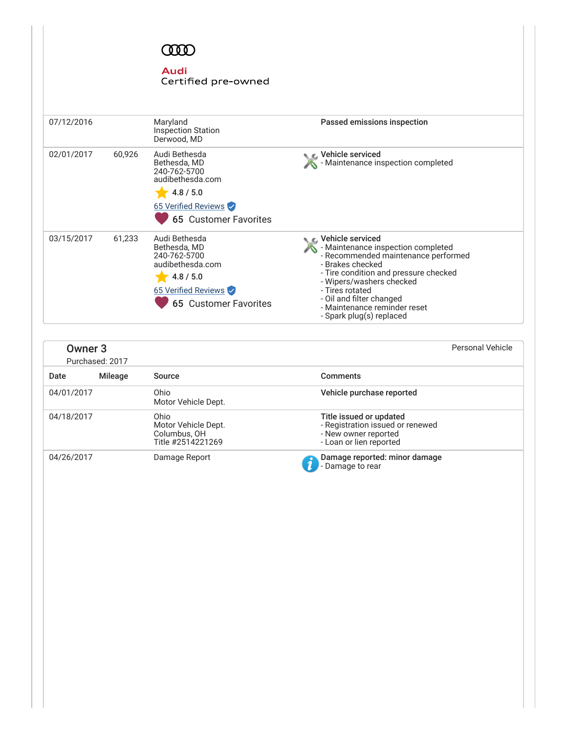Audi
Certified pre-owned

| | | | |
|---|---|---|---|
| 07/12/2016 | | Maryland<br>Inspection Station<br>Derwood, MD | **Passed emissions inspection** |
| 02/01/2017 | 60,926 | Audi Bethesda<br>Bethesda, MD<br>240-762-5700<br>audibethesda.com<br>4.8 / 5.0<br>65 Verified Reviews<br>65 Customer Favorites | **Vehicle serviced**<br>- Maintenance inspection completed |
| 03/15/2017 | 61,233 | Audi Bethesda<br>Bethesda, MD<br>240-762-5700<br>audibethesda.com<br>4.8 / 5.0<br>65 Verified Reviews<br>65 Customer Favorites | **Vehicle serviced**<br>- Maintenance inspection completed<br>- Recommended maintenance performed<br>- Brakes checked<br>- Tire condition and pressure checked<br>- Wipers/washers checked<br>- Tires rotated<br>- Oil and filter changed<br>- Maintenance reminder reset<br>- Spark plug(s) replaced |

## Owner 3

Purchased: 2017

Personal Vehicle

| Date | Mileage | Source | Comments |
|---|---|---|---|
| 04/01/2017 | | Ohio<br>Motor Vehicle Dept. | **Vehicle purchase reported** |
| 04/18/2017 | | Ohio<br>Motor Vehicle Dept.<br>Columbus, OH<br>Title #2514221269 | **Title issued or updated**<br>- Registration issued or renewed<br>- New owner reported<br>- Loan or lien reported |
| 04/26/2017 | | Damage Report | **Damage reported: minor damage**<br>- Damage to rear |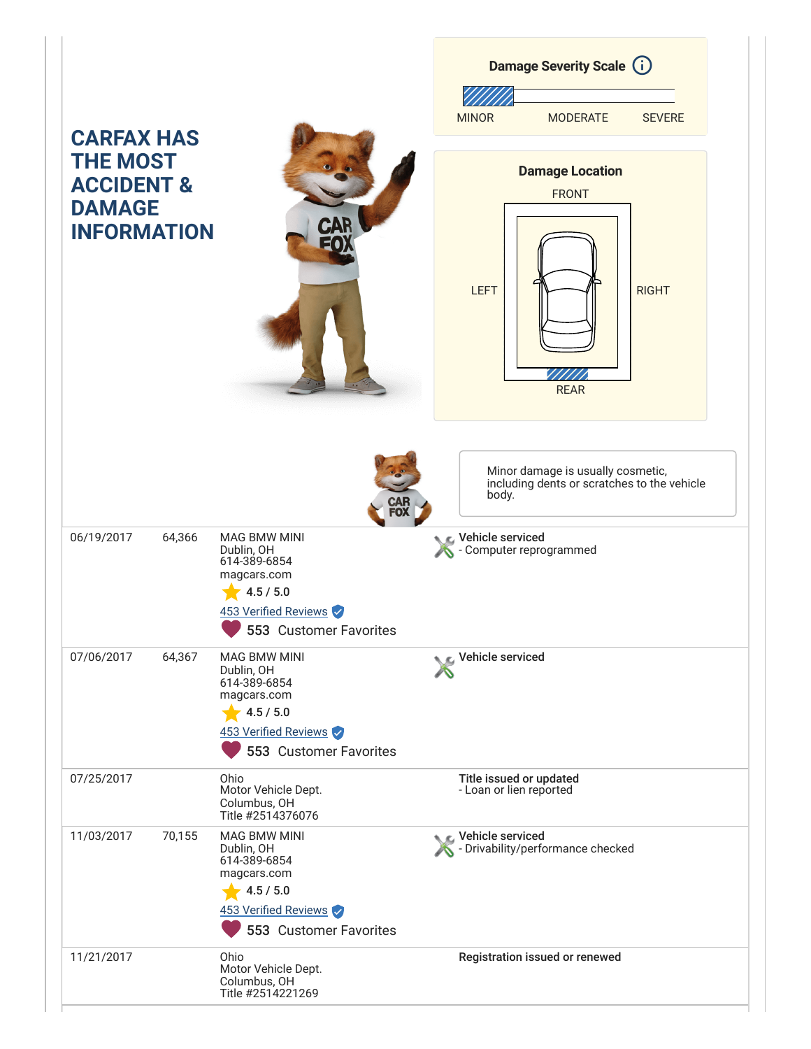## CARFAX HAS THE MOST ACCIDENT & DAMAGE INFORMATION

**Damage Severity Scale**

MINOR MODERATE SEVERE

**Damage Location**

FRONT

LEFT RIGHT

REAR

Minor damage is usually cosmetic, including dents or scratches to the vehicle body.

| Date | Mileage | Source | Comments |
|---|---|---|---|
| 06/19/2017 | 64,366 | MAG BMW MINI<br>Dublin, OH<br>614-389-6854<br>magcars.com<br>4.5 / 5.0<br>453 Verified Reviews<br>553 Customer Favorites | **Vehicle serviced**<br>- Computer reprogrammed |
| 07/06/2017 | 64,367 | MAG BMW MINI<br>Dublin, OH<br>614-389-6854<br>magcars.com<br>4.5 / 5.0<br>453 Verified Reviews<br>553 Customer Favorites | **Vehicle serviced** |
| 07/25/2017 | | Ohio<br>Motor Vehicle Dept.<br>Columbus, OH<br>Title #2514376076 | **Title issued or updated**<br>- Loan or lien reported |
| 11/03/2017 | 70,155 | MAG BMW MINI<br>Dublin, OH<br>614-389-6854<br>magcars.com<br>4.5 / 5.0<br>453 Verified Reviews<br>553 Customer Favorites | **Vehicle serviced**<br>- Drivability/performance checked |
| 11/21/2017 | | Ohio<br>Motor Vehicle Dept.<br>Columbus, OH<br>Title #2514221269 | **Registration issued or renewed** |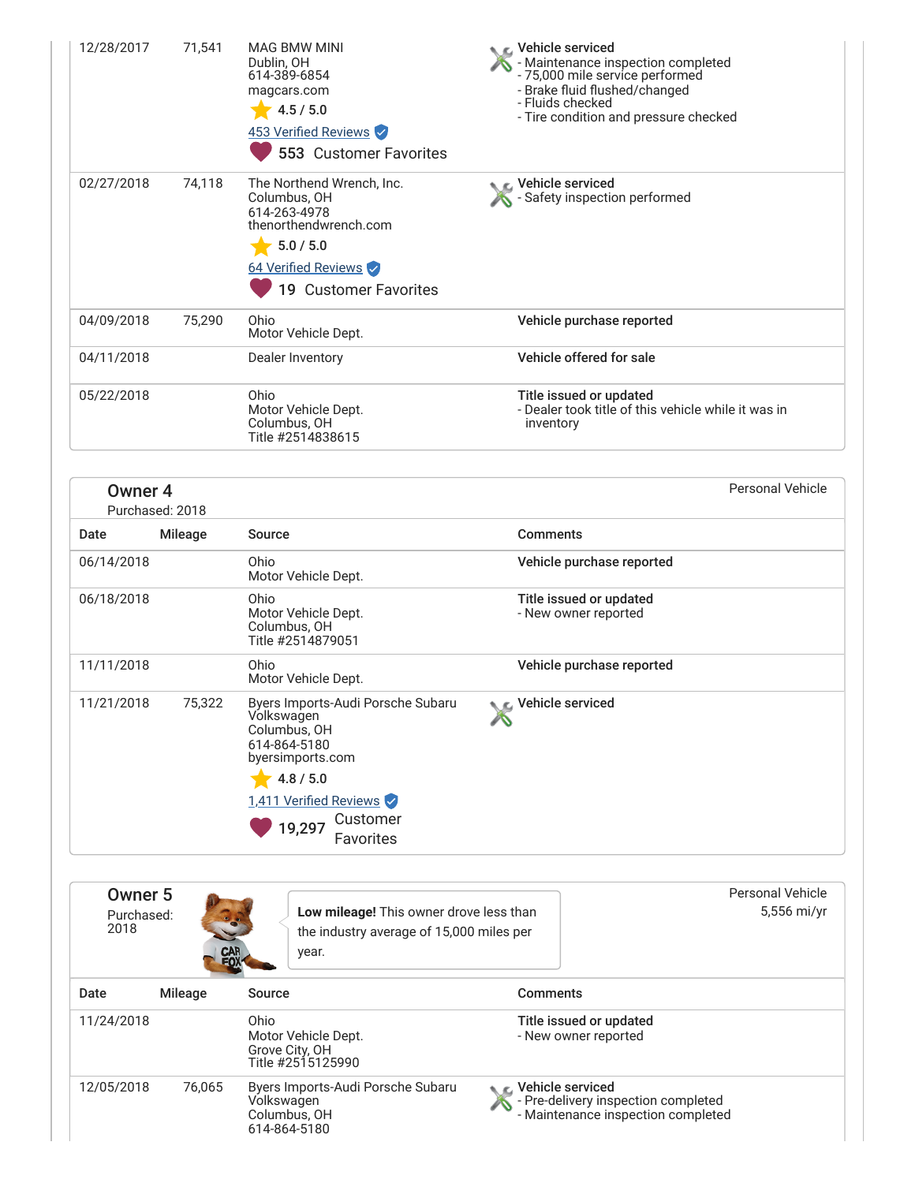| Date | Mileage | Source | Comments |
|---|---|---|---|
| 12/28/2017 | 71,541 | MAG BMW MINI<br>Dublin, OH<br>614-389-6854<br>magcars.com<br>4.5 / 5.0<br>453 Verified Reviews<br>553 Customer Favorites | **Vehicle serviced**<br>- Maintenance inspection completed<br>- 75,000 mile service performed<br>- Brake fluid flushed/changed<br>- Fluids checked<br>- Tire condition and pressure checked |
| 02/27/2018 | 74,118 | The Northend Wrench, Inc.<br>Columbus, OH<br>614-263-4978<br>thenorthendwrench.com<br>5.0 / 5.0<br>64 Verified Reviews<br>19 Customer Favorites | **Vehicle serviced**<br>- Safety inspection performed |
| 04/09/2018 | 75,290 | Ohio<br>Motor Vehicle Dept. | **Vehicle purchase reported** |
| 04/11/2018 | | Dealer Inventory | **Vehicle offered for sale** |
| 05/22/2018 | | Ohio<br>Motor Vehicle Dept.<br>Columbus, OH<br>Title #2514838615 | **Title issued or updated**<br>- Dealer took title of this vehicle while it was in inventory |

## Owner 4

Purchased: 2018

Personal Vehicle

| Date | Mileage | Source | Comments |
|---|---|---|---|
| 06/14/2018 | | Ohio<br>Motor Vehicle Dept. | **Vehicle purchase reported** |
| 06/18/2018 | | Ohio<br>Motor Vehicle Dept.<br>Columbus, OH<br>Title #2514879051 | **Title issued or updated**<br>- New owner reported |
| 11/11/2018 | | Ohio<br>Motor Vehicle Dept. | **Vehicle purchase reported** |
| 11/21/2018 | 75,322 | Byers Imports-Audi Porsche Subaru Volkswagen<br>Columbus, OH<br>614-864-5180<br>byersimports.com<br>4.8 / 5.0<br>1,411 Verified Reviews<br>19,297 Customer Favorites | **Vehicle serviced** |

## Owner 5

Purchased: 2018

**Low mileage!** This owner drove less than the industry average of 15,000 miles per year.

Personal Vehicle
5,556 mi/yr

| Date | Mileage | Source | Comments |
|---|---|---|---|
| 11/24/2018 | | Ohio<br>Motor Vehicle Dept.<br>Grove City, OH<br>Title #2515125990 | **Title issued or updated**<br>- New owner reported |
| 12/05/2018 | 76,065 | Byers Imports-Audi Porsche Subaru Volkswagen<br>Columbus, OH<br>614-864-5180 | **Vehicle serviced**<br>- Pre-delivery inspection completed<br>- Maintenance inspection completed |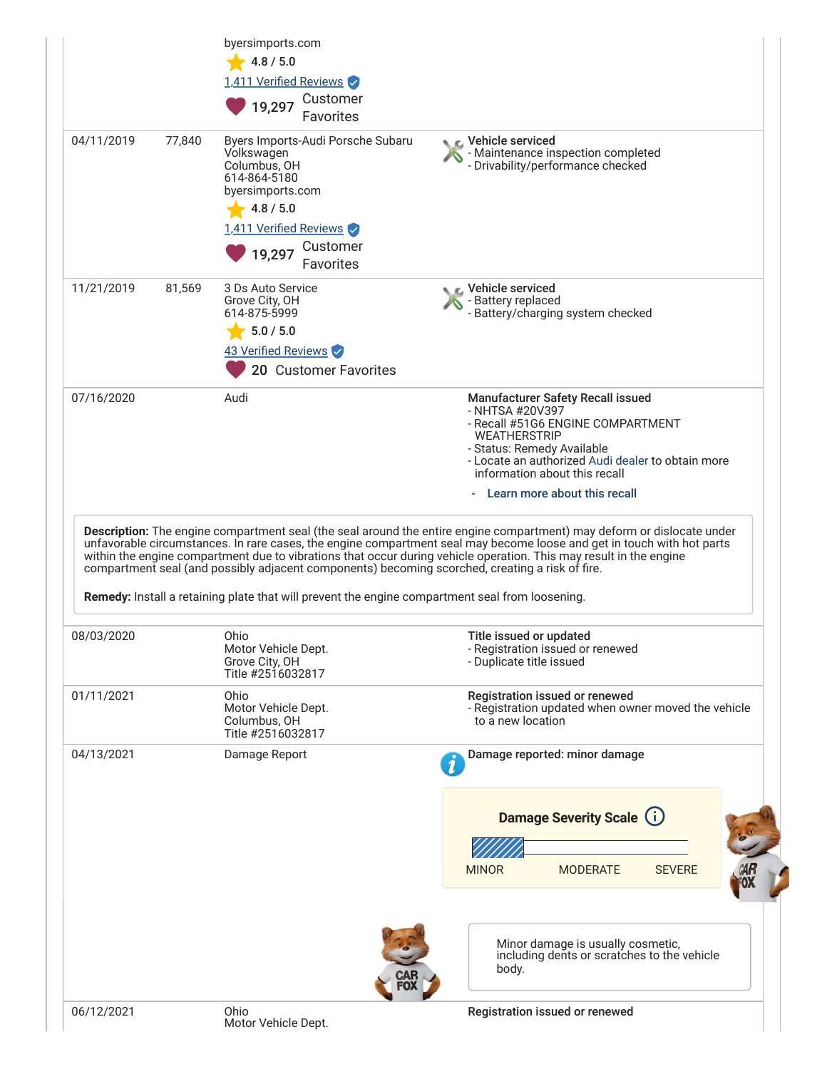| Date | Mileage | Source | Comments |
|---|---|---|---|
| | | byersimports.com<br>4.8 / 5.0<br>1,411 Verified Reviews<br>19,297 Customer Favorites | |
| 04/11/2019 | 77,840 | Byers Imports-Audi Porsche Subaru Volkswagen<br>Columbus, OH<br>614-864-5180<br>byersimports.com<br>4.8 / 5.0<br>1,411 Verified Reviews<br>19,297 Customer Favorites | **Vehicle serviced**<br>- Maintenance inspection completed<br>- Drivability/performance checked |
| 11/21/2019 | 81,569 | 3 Ds Auto Service<br>Grove City, OH<br>614-875-5999<br>5.0 / 5.0<br>43 Verified Reviews<br>20 Customer Favorites | **Vehicle serviced**<br>- Battery replaced<br>- Battery/charging system checked |
| 07/16/2020 | | Audi | **Manufacturer Safety Recall issued**<br>- NHTSA #20V397<br>- Recall #51G6 ENGINE COMPARTMENT WEATHERSTRIP<br>- Status: Remedy Available<br>- Locate an authorized Audi dealer to obtain more information about this recall<br>- Learn more about this recall |

**Description:** The engine compartment seal (the seal around the entire engine compartment) may deform or dislocate under unfavorable circumstances. In rare cases, the engine compartment seal may become loose and get in touch with hot parts within the engine compartment due to vibrations that occur during vehicle operation. This may result in the engine compartment seal (and possibly adjacent components) becoming scorched, creating a risk of fire.

**Remedy:** Install a retaining plate that will prevent the engine compartment seal from loosening.

| Date | Mileage | Source | Comments |
|---|---|---|---|
| 08/03/2020 | | Ohio<br>Motor Vehicle Dept.<br>Grove City, OH<br>Title #2516032817 | **Title issued or updated**<br>- Registration issued or renewed<br>- Duplicate title issued |
| 01/11/2021 | | Ohio<br>Motor Vehicle Dept.<br>Columbus, OH<br>Title #2516032817 | **Registration issued or renewed**<br>- Registration updated when owner moved the vehicle to a new location |
| 04/13/2021 | | Damage Report | **Damage reported: minor damage**<br>Damage Severity Scale: MINOR / MODERATE / SEVERE<br>Minor damage is usually cosmetic, including dents or scratches to the vehicle body. |
| 06/12/2021 | | Ohio<br>Motor Vehicle Dept. | **Registration issued or renewed** |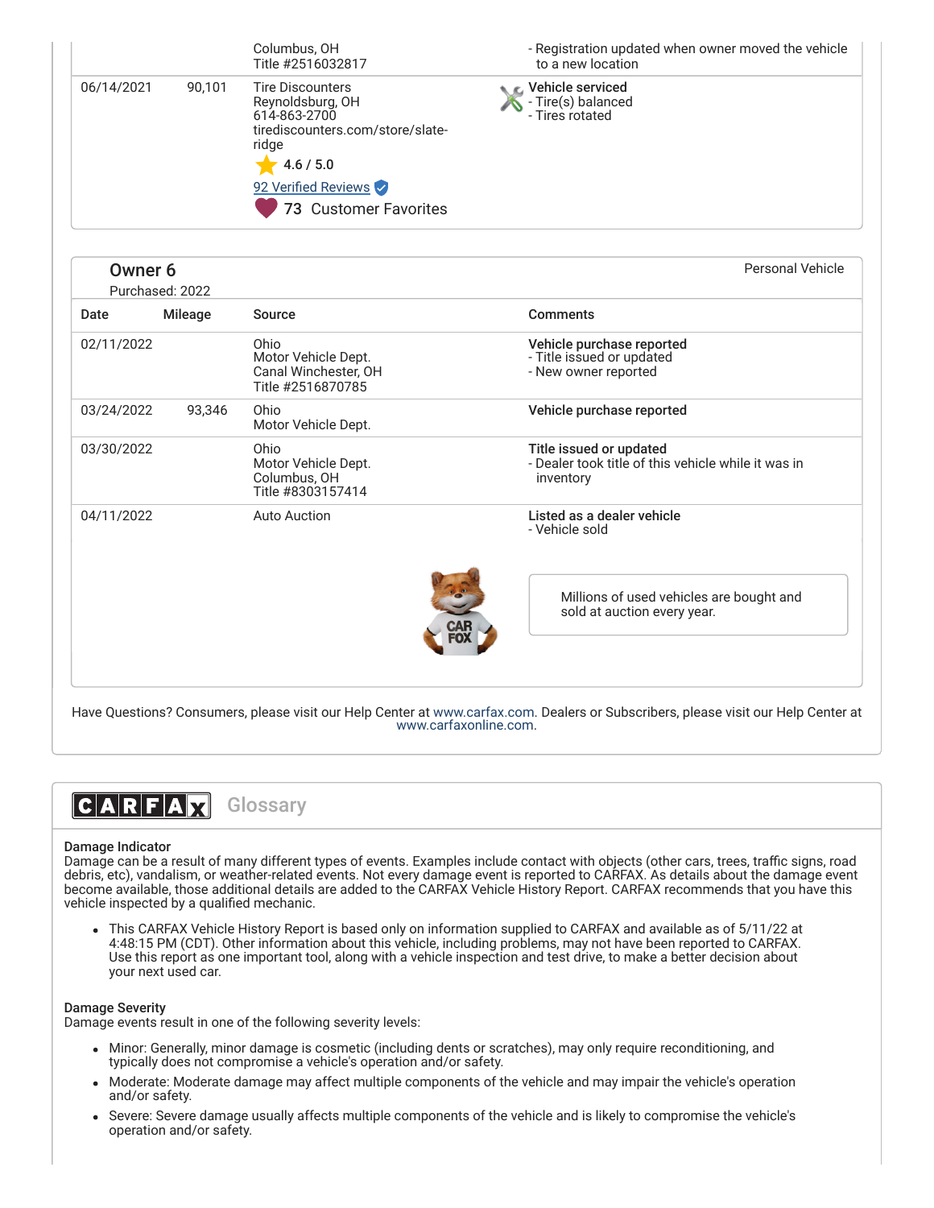| Date | Mileage | Source | Comments |
|---|---|---|---|
| | | Columbus, OH<br>Title #2516032817 | - Registration updated when owner moved the vehicle to a new location |
| 06/14/2021 | 90,101 | Tire Discounters<br>Reynoldsburg, OH<br>614-863-2700<br>tirediscounters.com/store/slate-ridge<br>4.6 / 5.0<br>92 Verified Reviews<br>73 Customer Favorites | **Vehicle serviced**<br>- Tire(s) balanced<br>- Tires rotated |

## Owner 6

Purchased: 2022

Personal Vehicle

| Date | Mileage | Source | Comments |
|---|---|---|---|
| 02/11/2022 | | Ohio<br>Motor Vehicle Dept.<br>Canal Winchester, OH<br>Title #2516870785 | **Vehicle purchase reported**<br>- Title issued or updated<br>- New owner reported |
| 03/24/2022 | 93,346 | Ohio<br>Motor Vehicle Dept. | **Vehicle purchase reported** |
| 03/30/2022 | | Ohio<br>Motor Vehicle Dept.<br>Columbus, OH<br>Title #8303157414 | **Title issued or updated**<br>- Dealer took title of this vehicle while it was in inventory |
| 04/11/2022 | | Auto Auction | **Listed as a dealer vehicle**<br>- Vehicle sold |

Millions of used vehicles are bought and sold at auction every year.

Have Questions? Consumers, please visit our Help Center at www.carfax.com. Dealers or Subscribers, please visit our Help Center at www.carfaxonline.com.

## CARFAX Glossary

**Damage Indicator**

Damage can be a result of many different types of events. Examples include contact with objects (other cars, trees, traffic signs, road debris, etc), vandalism, or weather-related events. Not every damage event is reported to CARFAX. As details about the damage event become available, those additional details are added to the CARFAX Vehicle History Report. CARFAX recommends that you have this vehicle inspected by a qualified mechanic.

- This CARFAX Vehicle History Report is based only on information supplied to CARFAX and available as of 5/11/22 at 4:48:15 PM (CDT). Other information about this vehicle, including problems, may not have been reported to CARFAX. Use this report as one important tool, along with a vehicle inspection and test drive, to make a better decision about your next used car.

**Damage Severity**

Damage events result in one of the following severity levels:

- Minor: Generally, minor damage is cosmetic (including dents or scratches), may only require reconditioning, and typically does not compromise a vehicle's operation and/or safety.
- Moderate: Moderate damage may affect multiple components of the vehicle and may impair the vehicle's operation and/or safety.
- Severe: Severe damage usually affects multiple components of the vehicle and is likely to compromise the vehicle's operation and/or safety.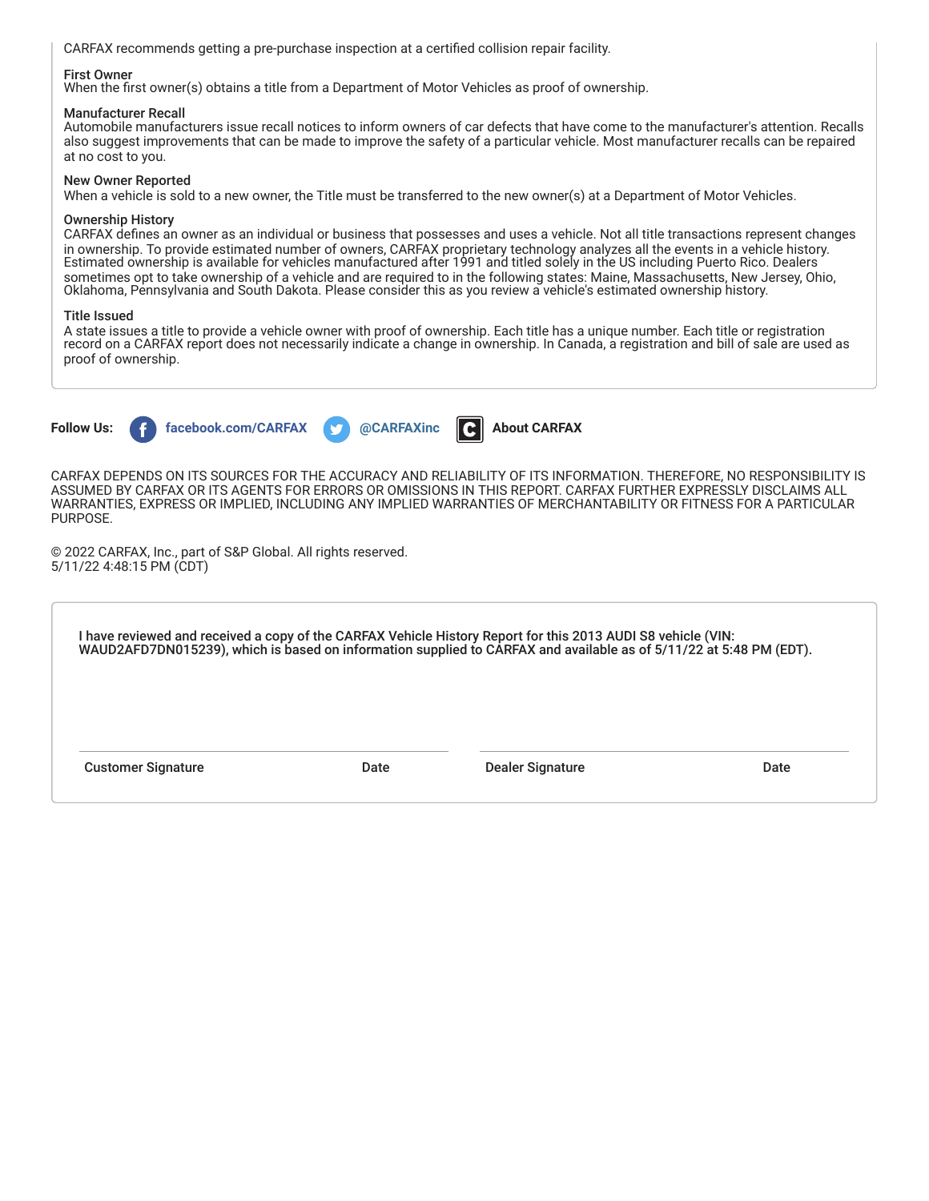CARFAX recommends getting a pre-purchase inspection at a certified collision repair facility.

**First Owner**
When the first owner(s) obtains a title from a Department of Motor Vehicles as proof of ownership.

**Manufacturer Recall**
Automobile manufacturers issue recall notices to inform owners of car defects that have come to the manufacturer's attention. Recalls also suggest improvements that can be made to improve the safety of a particular vehicle. Most manufacturer recalls can be repaired at no cost to you.

**New Owner Reported**
When a vehicle is sold to a new owner, the Title must be transferred to the new owner(s) at a Department of Motor Vehicles.

**Ownership History**
CARFAX defines an owner as an individual or business that possesses and uses a vehicle. Not all title transactions represent changes in ownership. To provide estimated number of owners, CARFAX proprietary technology analyzes all the events in a vehicle history. Estimated ownership is available for vehicles manufactured after 1991 and titled solely in the US including Puerto Rico. Dealers sometimes opt to take ownership of a vehicle and are required to in the following states: Maine, Massachusetts, New Jersey, Ohio, Oklahoma, Pennsylvania and South Dakota. Please consider this as you review a vehicle's estimated ownership history.

**Title Issued**
A state issues a title to provide a vehicle owner with proof of ownership. Each title has a unique number. Each title or registration record on a CARFAX report does not necessarily indicate a change in ownership. In Canada, a registration and bill of sale are used as proof of ownership.

**Follow Us:** facebook.com/CARFAX @CARFAXinc About CARFAX

CARFAX DEPENDS ON ITS SOURCES FOR THE ACCURACY AND RELIABILITY OF ITS INFORMATION. THEREFORE, NO RESPONSIBILITY IS ASSUMED BY CARFAX OR ITS AGENTS FOR ERRORS OR OMISSIONS IN THIS REPORT. CARFAX FURTHER EXPRESSLY DISCLAIMS ALL WARRANTIES, EXPRESS OR IMPLIED, INCLUDING ANY IMPLIED WARRANTIES OF MERCHANTABILITY OR FITNESS FOR A PARTICULAR PURPOSE.

© 2022 CARFAX, Inc., part of S&P Global. All rights reserved.
5/11/22 4:48:15 PM (CDT)

**I have reviewed and received a copy of the CARFAX Vehicle History Report for this 2013 AUDI S8 vehicle (VIN: WAUD2AFD7DN015239), which is based on information supplied to CARFAX and available as of 5/11/22 at 5:48 PM (EDT).**

| Customer Signature | Date | Dealer Signature | Date |
| --- | --- | --- | --- |